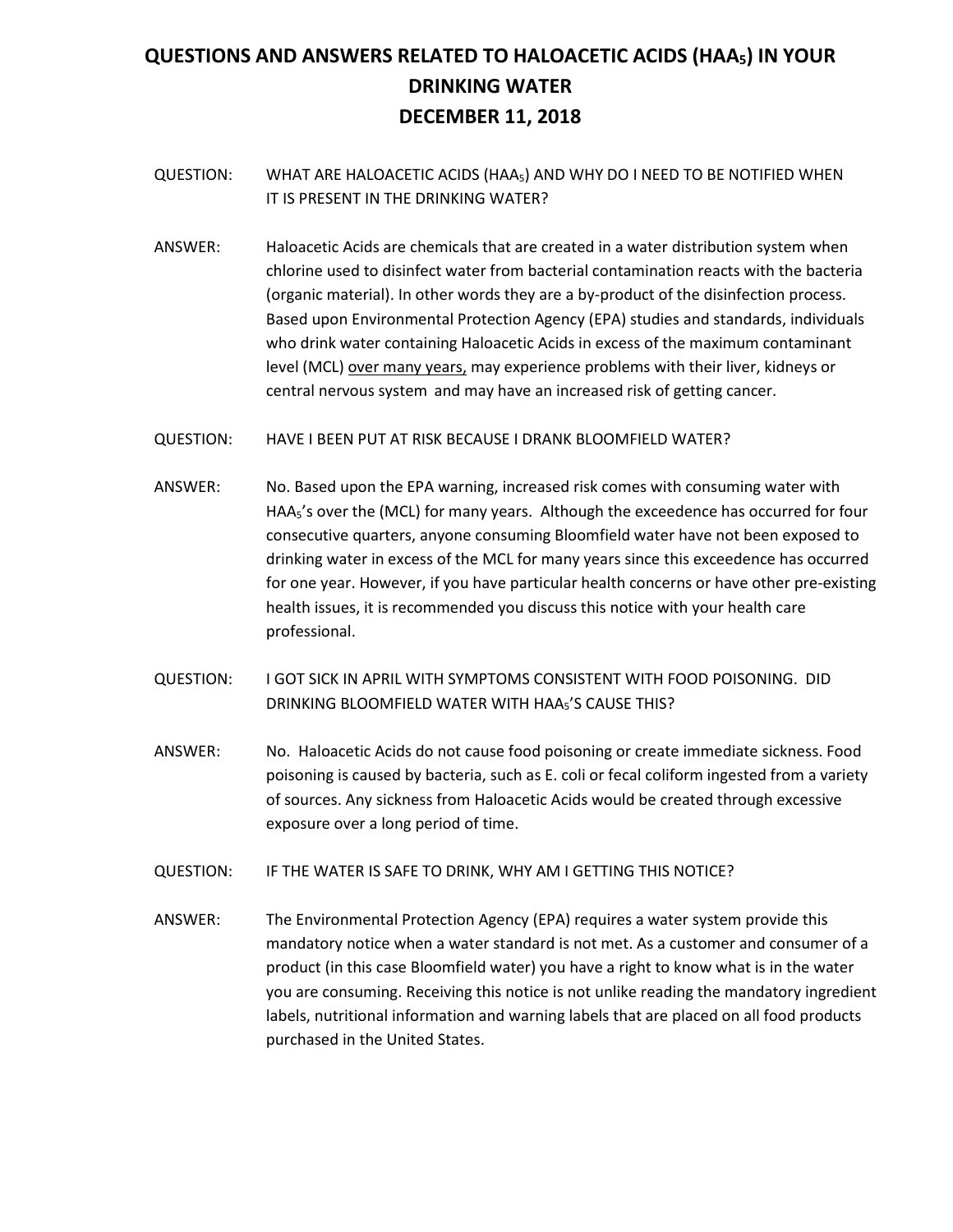# QUESTIONS AND ANSWERS RELATED TO HALOACETIC ACIDS ($HAA_5$) IN YOUR DRINKING WATER

# DECEMBER 11, 2018

QUESTION: WHAT ARE HALOACETIC ACIDS ($HAA_5$) AND WHY DO I NEED TO BE NOTIFIED WHEN IT IS PRESENT IN THE DRINKING WATER?

ANSWER: Haloacetic Acids are chemicals that are created in a water distribution system when chlorine used to disinfect water from bacterial contamination reacts with the bacteria (organic material). In other words they are a by-product of the disinfection process. Based upon Environmental Protection Agency (EPA) studies and standards, individuals who drink water containing Haloacetic Acids in excess of the maximum contaminant level (MCL) <u>over many years,</u> may experience problems with their liver, kidneys or central nervous system and may have an increased risk of getting cancer.

QUESTION: HAVE I BEEN PUT AT RISK BECAUSE I DRANK BLOOMFIELD WATER?

ANSWER: No. Based upon the EPA warning, increased risk comes with consuming water with $HAA_5$'s over the (MCL) for many years. Although the exceedence has occurred for four consecutive quarters, anyone consuming Bloomfield water have not been exposed to drinking water in excess of the MCL for many years since this exceedence has occurred for one year. However, if you have particular health concerns or have other pre-existing health issues, it is recommended you discuss this notice with your health care professional.

QUESTION: I GOT SICK IN APRIL WITH SYMPTOMS CONSISTENT WITH FOOD POISONING. DID DRINKING BLOOMFIELD WATER WITH $HAA_5$'S CAUSE THIS?

ANSWER: No. Haloacetic Acids do not cause food poisoning or create immediate sickness. Food poisoning is caused by bacteria, such as E. coli or fecal coliform ingested from a variety of sources. Any sickness from Haloacetic Acids would be created through excessive exposure over a long period of time.

QUESTION: IF THE WATER IS SAFE TO DRINK, WHY AM I GETTING THIS NOTICE?

ANSWER: The Environmental Protection Agency (EPA) requires a water system provide this mandatory notice when a water standard is not met. As a customer and consumer of a product (in this case Bloomfield water) you have a right to know what is in the water you are consuming. Receiving this notice is not unlike reading the mandatory ingredient labels, nutritional information and warning labels that are placed on all food products purchased in the United States.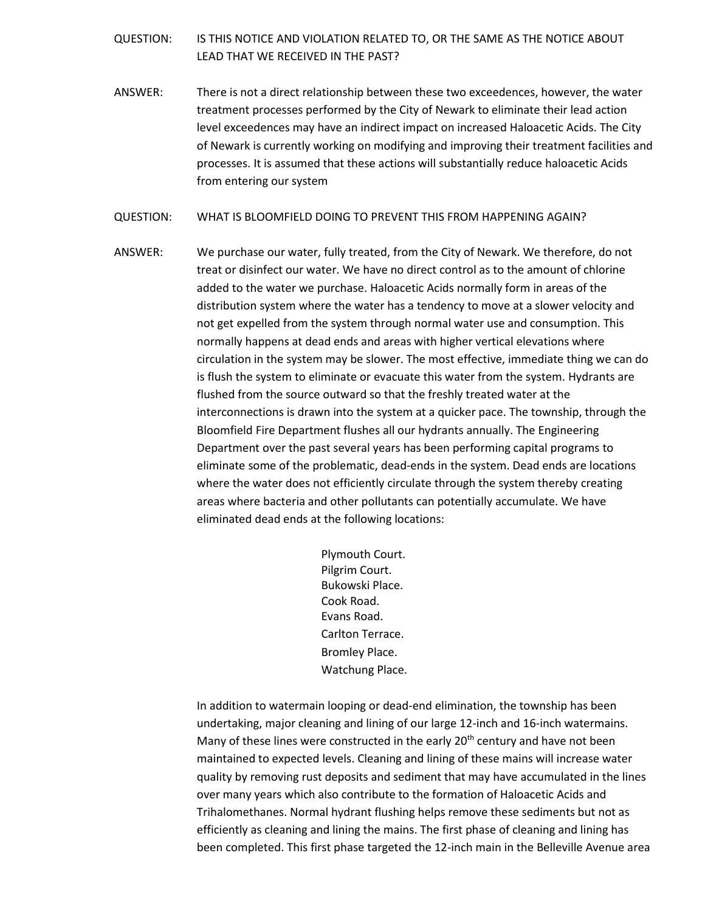QUESTION: IS THIS NOTICE AND VIOLATION RELATED TO, OR THE SAME AS THE NOTICE ABOUT LEAD THAT WE RECEIVED IN THE PAST?

ANSWER: There is not a direct relationship between these two exceedences, however, the water treatment processes performed by the City of Newark to eliminate their lead action level exceedences may have an indirect impact on increased Haloacetic Acids. The City of Newark is currently working on modifying and improving their treatment facilities and processes. It is assumed that these actions will substantially reduce haloacetic Acids from entering our system

QUESTION: WHAT IS BLOOMFIELD DOING TO PREVENT THIS FROM HAPPENING AGAIN?

ANSWER: We purchase our water, fully treated, from the City of Newark. We therefore, do not treat or disinfect our water. We have no direct control as to the amount of chlorine added to the water we purchase. Haloacetic Acids normally form in areas of the distribution system where the water has a tendency to move at a slower velocity and not get expelled from the system through normal water use and consumption. This normally happens at dead ends and areas with higher vertical elevations where circulation in the system may be slower. The most effective, immediate thing we can do is flush the system to eliminate or evacuate this water from the system. Hydrants are flushed from the source outward so that the freshly treated water at the interconnections is drawn into the system at a quicker pace. The township, through the Bloomfield Fire Department flushes all our hydrants annually. The Engineering Department over the past several years has been performing capital programs to eliminate some of the problematic, dead-ends in the system. Dead ends are locations where the water does not efficiently circulate through the system thereby creating areas where bacteria and other pollutants can potentially accumulate. We have eliminated dead ends at the following locations:

Plymouth Court.
Pilgrim Court.
Bukowski Place.
Cook Road.
Evans Road.
Carlton Terrace.
Bromley Place.
Watchung Place.

In addition to watermain looping or dead-end elimination, the township has been undertaking, major cleaning and lining of our large 12-inch and 16-inch watermains. Many of these lines were constructed in the early 20th century and have not been maintained to expected levels. Cleaning and lining of these mains will increase water quality by removing rust deposits and sediment that may have accumulated in the lines over many years which also contribute to the formation of Haloacetic Acids and Trihalomethanes. Normal hydrant flushing helps remove these sediments but not as efficiently as cleaning and lining the mains. The first phase of cleaning and lining has been completed. This first phase targeted the 12-inch main in the Belleville Avenue area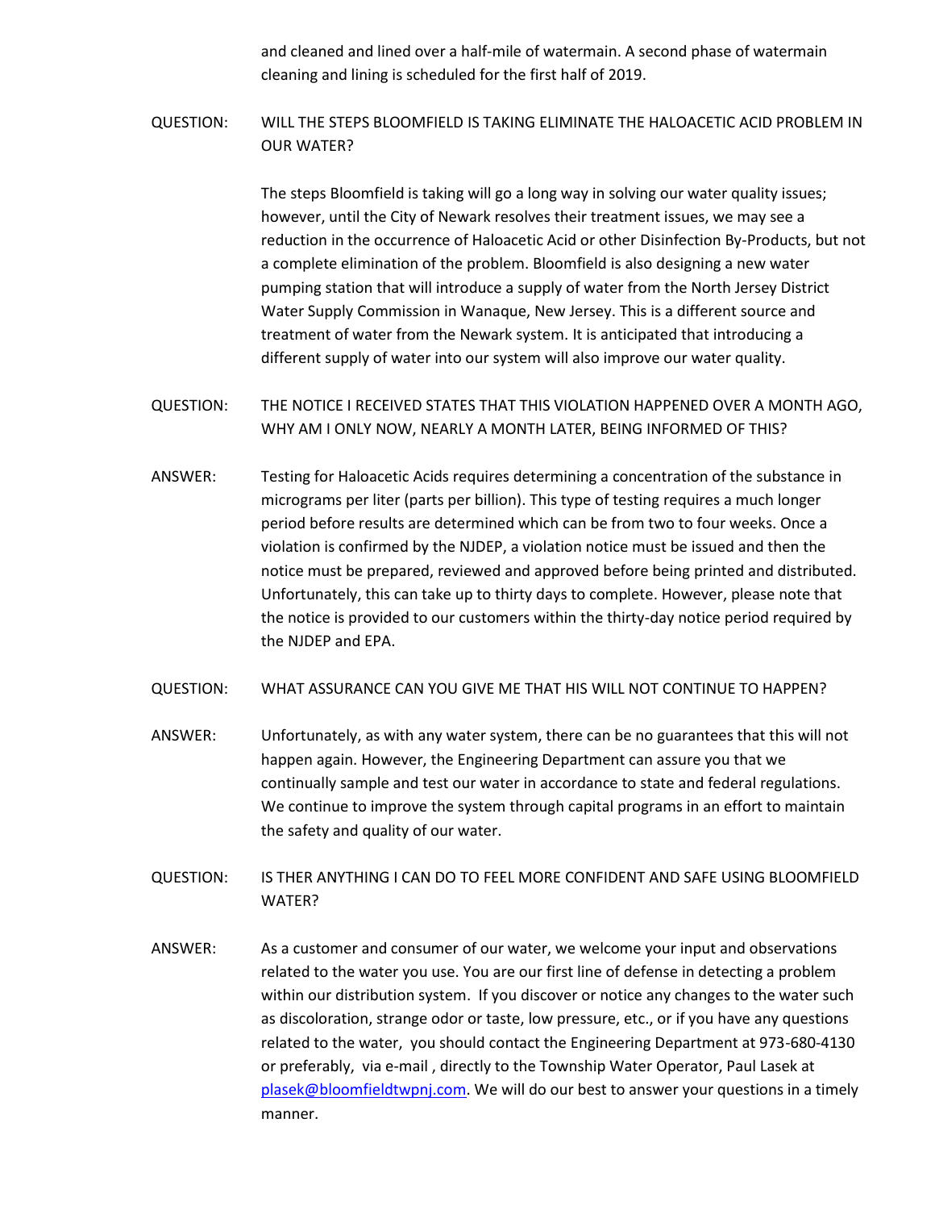and cleaned and lined over a half-mile of watermain. A second phase of watermain cleaning and lining is scheduled for the first half of 2019.

QUESTION: WILL THE STEPS BLOOMFIELD IS TAKING ELIMINATE THE HALOACETIC ACID PROBLEM IN OUR WATER?

The steps Bloomfield is taking will go a long way in solving our water quality issues; however, until the City of Newark resolves their treatment issues, we may see a reduction in the occurrence of Haloacetic Acid or other Disinfection By-Products, but not a complete elimination of the problem. Bloomfield is also designing a new water pumping station that will introduce a supply of water from the North Jersey District Water Supply Commission in Wanaque, New Jersey. This is a different source and treatment of water from the Newark system. It is anticipated that introducing a different supply of water into our system will also improve our water quality.

QUESTION: THE NOTICE I RECEIVED STATES THAT THIS VIOLATION HAPPENED OVER A MONTH AGO, WHY AM I ONLY NOW, NEARLY A MONTH LATER, BEING INFORMED OF THIS?

ANSWER: Testing for Haloacetic Acids requires determining a concentration of the substance in micrograms per liter (parts per billion). This type of testing requires a much longer period before results are determined which can be from two to four weeks. Once a violation is confirmed by the NJDEP, a violation notice must be issued and then the notice must be prepared, reviewed and approved before being printed and distributed. Unfortunately, this can take up to thirty days to complete. However, please note that the notice is provided to our customers within the thirty-day notice period required by the NJDEP and EPA.

QUESTION: WHAT ASSURANCE CAN YOU GIVE ME THAT HIS WILL NOT CONTINUE TO HAPPEN?

ANSWER: Unfortunately, as with any water system, there can be no guarantees that this will not happen again. However, the Engineering Department can assure you that we continually sample and test our water in accordance to state and federal regulations. We continue to improve the system through capital programs in an effort to maintain the safety and quality of our water.

QUESTION: IS THER ANYTHING I CAN DO TO FEEL MORE CONFIDENT AND SAFE USING BLOOMFIELD WATER?

ANSWER: As a customer and consumer of our water, we welcome your input and observations related to the water you use. You are our first line of defense in detecting a problem within our distribution system. If you discover or notice any changes to the water such as discoloration, strange odor or taste, low pressure, etc., or if you have any questions related to the water, you should contact the Engineering Department at 973-680-4130 or preferably, via e-mail , directly to the Township Water Operator, Paul Lasek at plasek@bloomfieldtwpnj.com. We will do our best to answer your questions in a timely manner.